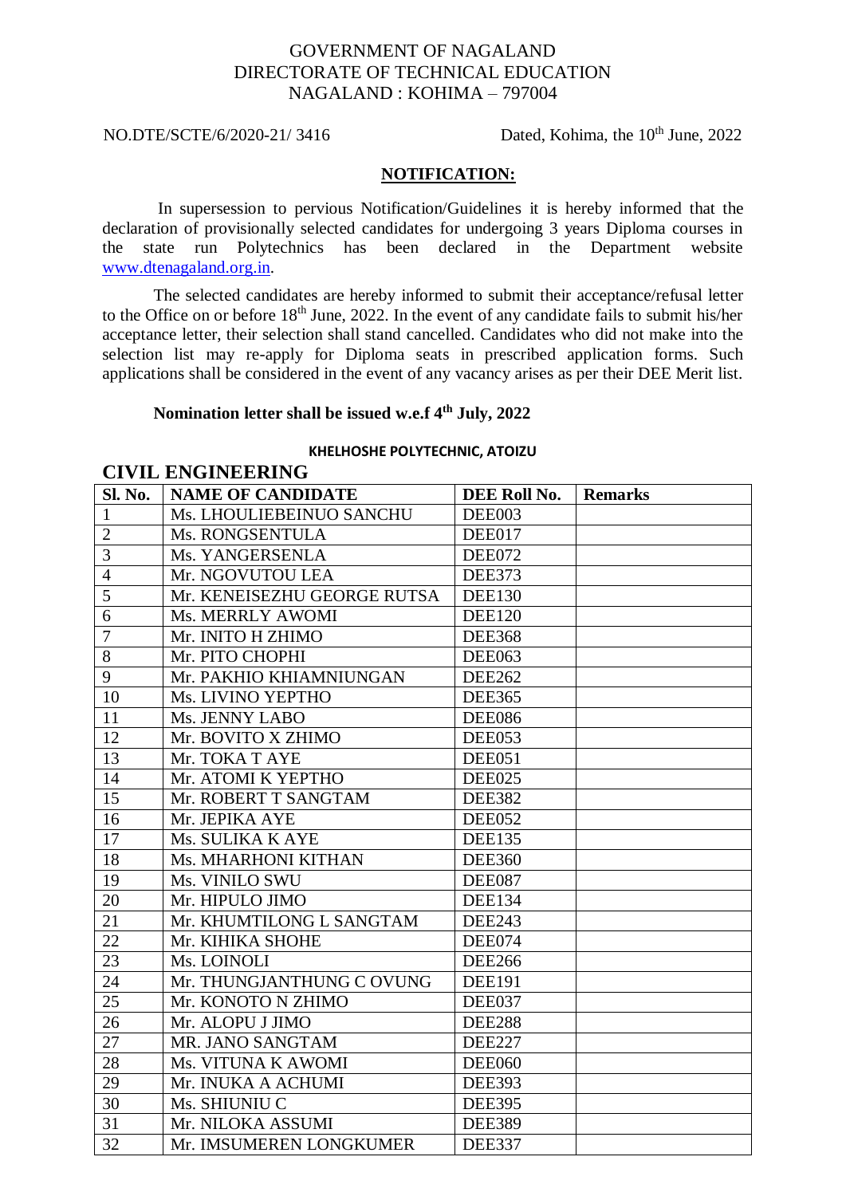GOVERNMENT OF NAGALAND
DIRECTORATE OF TECHNICAL EDUCATION
NAGALAND : KOHIMA – 797004

NO.DTE/SCTE/6/2020-21/ 3416 Dated, Kohima, the 10th June, 2022

## NOTIFICATION:

In supersession to pervious Notification/Guidelines it is hereby informed that the declaration of provisionally selected candidates for undergoing 3 years Diploma courses in the state run Polytechnics has been declared in the Department website www.dtenagaland.org.in.

The selected candidates are hereby informed to submit their acceptance/refusal letter to the Office on or before 18th June, 2022. In the event of any candidate fails to submit his/her acceptance letter, their selection shall stand cancelled. Candidates who did not make into the selection list may re-apply for Diploma seats in prescribed application forms. Such applications shall be considered in the event of any vacancy arises as per their DEE Merit list.

**Nomination letter shall be issued w.e.f 4th July, 2022**

### KHELHOSHE POLYTECHNIC, ATOIZU

### CIVIL ENGINEERING

| Sl. No. | NAME OF CANDIDATE | DEE Roll No. | Remarks |
|---|---|---|---|
| 1 | Ms. LHOULIEBEINUO SANCHU | DEE003 | |
| 2 | Ms. RONGSENTULA | DEE017 | |
| 3 | Ms. YANGERSENLA | DEE072 | |
| 4 | Mr. NGOVUTOU LEA | DEE373 | |
| 5 | Mr. KENEISEZHU GEORGE RUTSA | DEE130 | |
| 6 | Ms. MERRLY AWOMI | DEE120 | |
| 7 | Mr. INITO H ZHIMO | DEE368 | |
| 8 | Mr. PITO CHOPHI | DEE063 | |
| 9 | Mr. PAKHIO KHIAMNIUNGAN | DEE262 | |
| 10 | Ms. LIVINO YEPTHO | DEE365 | |
| 11 | Ms. JENNY LABO | DEE086 | |
| 12 | Mr. BOVITO X ZHIMO | DEE053 | |
| 13 | Mr. TOKA T AYE | DEE051 | |
| 14 | Mr. ATOMI K YEPTHO | DEE025 | |
| 15 | Mr. ROBERT T SANGTAM | DEE382 | |
| 16 | Mr. JEPIKA AYE | DEE052 | |
| 17 | Ms. SULIKA K AYE | DEE135 | |
| 18 | Ms. MHARHONI KITHAN | DEE360 | |
| 19 | Ms. VINILO SWU | DEE087 | |
| 20 | Mr. HIPULO JIMO | DEE134 | |
| 21 | Mr. KHUMTILONG L SANGTAM | DEE243 | |
| 22 | Mr. KIHIKA SHOHE | DEE074 | |
| 23 | Ms. LOINOLI | DEE266 | |
| 24 | Mr. THUNGJANTHUNG C OVUNG | DEE191 | |
| 25 | Mr. KONOTO N ZHIMO | DEE037 | |
| 26 | Mr. ALOPU J JIMO | DEE288 | |
| 27 | MR. JANO SANGTAM | DEE227 | |
| 28 | Ms. VITUNA K AWOMI | DEE060 | |
| 29 | Mr. INUKA A ACHUMI | DEE393 | |
| 30 | Ms. SHIUNIU C | DEE395 | |
| 31 | Mr. NILOKA ASSUMI | DEE389 | |
| 32 | Mr. IMSUMEREN LONGKUMER | DEE337 | |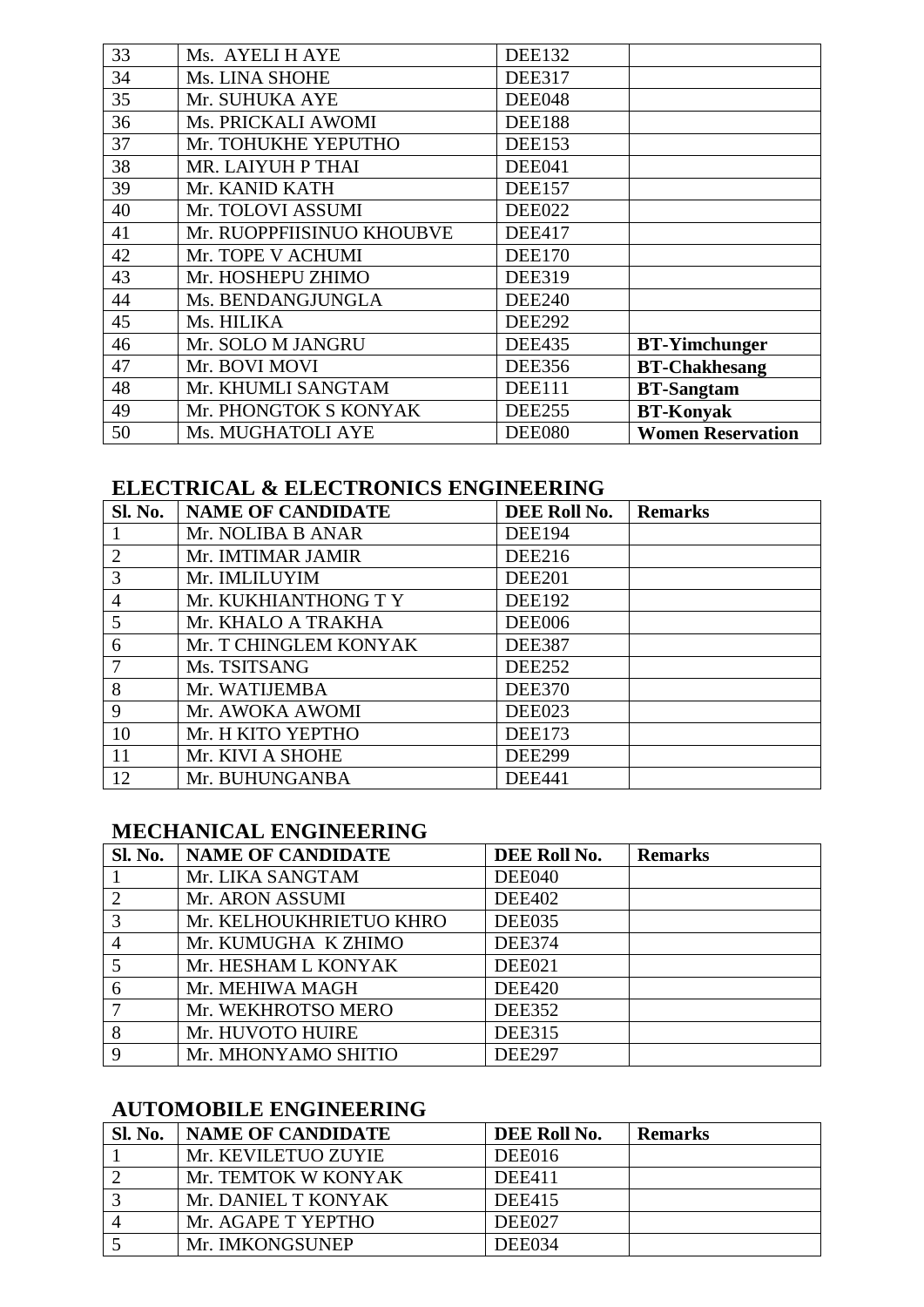| Sl. No. | NAME OF CANDIDATE | DEE Roll No. | Remarks |
|---|---|---|---|
| 33 | Ms.  AYELI H AYE | DEE132 | |
| 34 | Ms. LINA SHOHE | DEE317 | |
| 35 | Mr. SUHUKA AYE | DEE048 | |
| 36 | Ms. PRICKALI AWOMI | DEE188 | |
| 37 | Mr. TOHUKHE YEPUTHO | DEE153 | |
| 38 | MR. LAIYUH P THAI | DEE041 | |
| 39 | Mr. KANID KATH | DEE157 | |
| 40 | Mr. TOLOVI ASSUMI | DEE022 | |
| 41 | Mr. RUOPPFIISINUO KHOUBVE | DEE417 | |
| 42 | Mr. TOPE V ACHUMI | DEE170 | |
| 43 | Mr. HOSHEPU ZHIMO | DEE319 | |
| 44 | Ms. BENDANGJUNGLA | DEE240 | |
| 45 | Ms. HILIKA | DEE292 | |
| 46 | Mr. SOLO M JANGRU | DEE435 | **BT-Yimchunger** |
| 47 | Mr. BOVI MOVI | DEE356 | **BT-Chakhesang** |
| 48 | Mr. KHUMLI SANGTAM | DEE111 | **BT-Sangtam** |
| 49 | Mr. PHONGTOK S KONYAK | DEE255 | **BT-Konyak** |
| 50 | Ms. MUGHATOLI AYE | DEE080 | **Women Reservation** |

## ELECTRICAL & ELECTRONICS ENGINEERING

| Sl. No. | NAME OF CANDIDATE | DEE Roll No. | Remarks |
|---|---|---|---|
| 1 | Mr. NOLIBA B ANAR | DEE194 | |
| 2 | Mr. IMTIMAR JAMIR | DEE216 | |
| 3 | Mr. IMLILUYIM | DEE201 | |
| 4 | Mr. KUKHIANTHONG T Y | DEE192 | |
| 5 | Mr. KHALO A TRAKHA | DEE006 | |
| 6 | Mr. T CHINGLEM KONYAK | DEE387 | |
| 7 | Ms. TSITSANG | DEE252 | |
| 8 | Mr. WATIJEMBA | DEE370 | |
| 9 | Mr. AWOKA AWOMI | DEE023 | |
| 10 | Mr. H KITO YEPTHO | DEE173 | |
| 11 | Mr. KIVI A SHOHE | DEE299 | |
| 12 | Mr. BUHUNGANBA | DEE441 | |

## MECHANICAL ENGINEERING

| Sl. No. | NAME OF CANDIDATE | DEE Roll No. | Remarks |
|---|---|---|---|
| 1 | Mr. LIKA SANGTAM | DEE040 | |
| 2 | Mr. ARON ASSUMI | DEE402 | |
| 3 | Mr. KELHOUKHRIETUO KHRO | DEE035 | |
| 4 | Mr. KUMUGHA  K ZHIMO | DEE374 | |
| 5 | Mr. HESHAM L KONYAK | DEE021 | |
| 6 | Mr. MEHIWA MAGH | DEE420 | |
| 7 | Mr. WEKHROTSO MERO | DEE352 | |
| 8 | Mr. HUVOTO HUIRE | DEE315 | |
| 9 | Mr. MHONYAMO SHITIO | DEE297 | |

## AUTOMOBILE ENGINEERING

| Sl. No. | NAME OF CANDIDATE | DEE Roll No. | Remarks |
|---|---|---|---|
| 1 | Mr. KEVILETUO ZUYIE | DEE016 | |
| 2 | Mr. TEMTOK W KONYAK | DEE411 | |
| 3 | Mr. DANIEL T KONYAK | DEE415 | |
| 4 | Mr. AGAPE T YEPTHO | DEE027 | |
| 5 | Mr. IMKONGSUNEP | DEE034 | |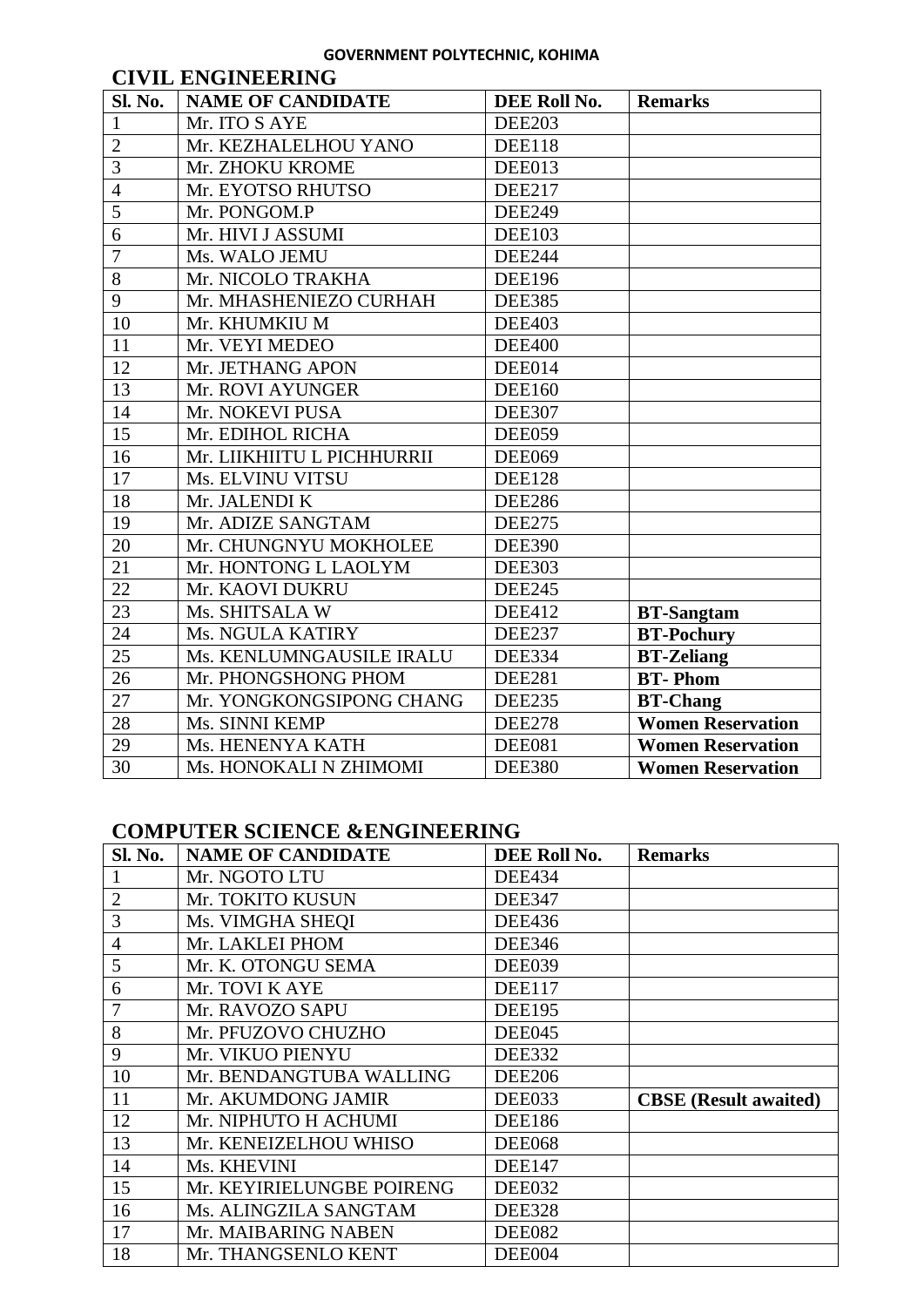**GOVERNMENT POLYTECHNIC, KOHIMA**

## CIVIL ENGINEERING

| Sl. No. | NAME OF CANDIDATE | DEE Roll No. | Remarks |
|---|---|---|---|
| 1 | Mr. ITO S AYE | DEE203 | |
| 2 | Mr. KEZHALELHOU YANO | DEE118 | |
| 3 | Mr. ZHOKU KROME | DEE013 | |
| 4 | Mr. EYOTSO RHUTSO | DEE217 | |
| 5 | Mr. PONGOM.P | DEE249 | |
| 6 | Mr. HIVI J ASSUMI | DEE103 | |
| 7 | Ms. WALO JEMU | DEE244 | |
| 8 | Mr. NICOLO TRAKHA | DEE196 | |
| 9 | Mr. MHASHENIEZO CURHAH | DEE385 | |
| 10 | Mr. KHUMKIU M | DEE403 | |
| 11 | Mr. VEYI MEDEO | DEE400 | |
| 12 | Mr. JETHANG APON | DEE014 | |
| 13 | Mr. ROVI AYUNGER | DEE160 | |
| 14 | Mr. NOKEVI PUSA | DEE307 | |
| 15 | Mr. EDIHOL RICHA | DEE059 | |
| 16 | Mr. LIIKHIITU L PICHHURRII | DEE069 | |
| 17 | Ms. ELVINU VITSU | DEE128 | |
| 18 | Mr. JALENDI K | DEE286 | |
| 19 | Mr. ADIZE SANGTAM | DEE275 | |
| 20 | Mr. CHUNGNYU MOKHOLEE | DEE390 | |
| 21 | Mr. HONTONG L LAOLYM | DEE303 | |
| 22 | Mr. KAOVI DUKRU | DEE245 | |
| 23 | Ms. SHITSALA W | DEE412 | **BT-Sangtam** |
| 24 | Ms. NGULA KATIRY | DEE237 | **BT-Pochury** |
| 25 | Ms. KENLUMNGAUSILE IRALU | DEE334 | **BT-Zeliang** |
| 26 | Mr. PHONGSHONG PHOM | DEE281 | **BT- Phom** |
| 27 | Mr. YONGKONGSIPONG CHANG | DEE235 | **BT-Chang** |
| 28 | Ms. SINNI KEMP | DEE278 | **Women Reservation** |
| 29 | Ms. HENENYA KATH | DEE081 | **Women Reservation** |
| 30 | Ms. HONOKALI N ZHIMOMI | DEE380 | **Women Reservation** |

## COMPUTER SCIENCE &ENGINEERING

| Sl. No. | NAME OF CANDIDATE | DEE Roll No. | Remarks |
|---|---|---|---|
| 1 | Mr. NGOTO LTU | DEE434 | |
| 2 | Mr. TOKITO KUSUN | DEE347 | |
| 3 | Ms. VIMGHA SHEQI | DEE436 | |
| 4 | Mr. LAKLEI PHOM | DEE346 | |
| 5 | Mr. K. OTONGU SEMA | DEE039 | |
| 6 | Mr. TOVI K AYE | DEE117 | |
| 7 | Mr. RAVOZO SAPU | DEE195 | |
| 8 | Mr. PFUZOVO CHUZHO | DEE045 | |
| 9 | Mr. VIKUO PIENYU | DEE332 | |
| 10 | Mr. BENDANGTUBA WALLING | DEE206 | |
| 11 | Mr. AKUMDONG JAMIR | DEE033 | **CBSE (Result awaited)** |
| 12 | Mr. NIPHUTO H ACHUMI | DEE186 | |
| 13 | Mr. KENEIZELHOU WHISO | DEE068 | |
| 14 | Ms. KHEVINI | DEE147 | |
| 15 | Mr. KEYIRIELUNGBE POIRENG | DEE032 | |
| 16 | Ms. ALINGZILA SANGTAM | DEE328 | |
| 17 | Mr. MAIBARING NABEN | DEE082 | |
| 18 | Mr. THANGSENLO KENT | DEE004 | |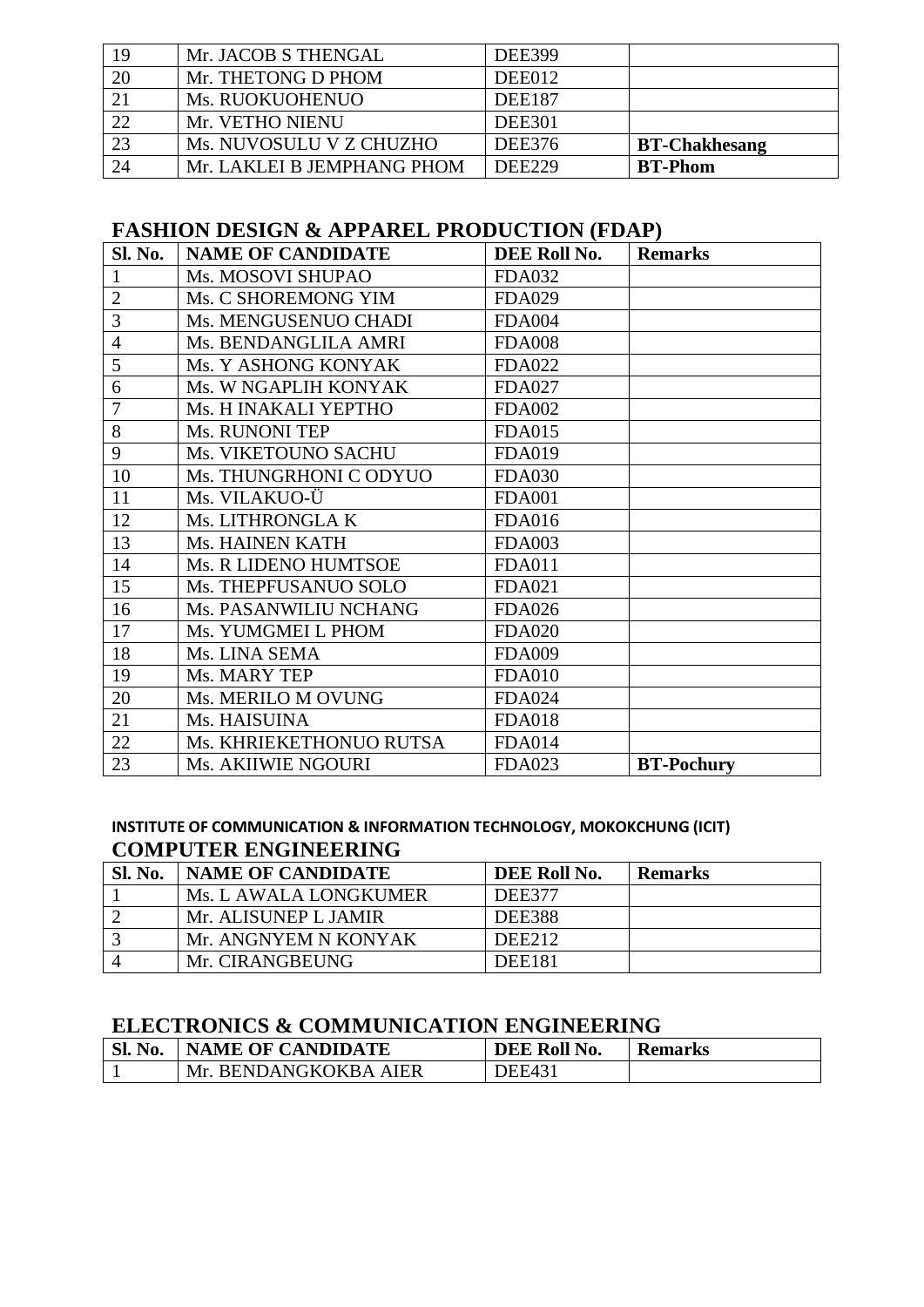| | | | |
|---|---|---|---|
| 19 | Mr. JACOB S THENGAL | DEE399 | |
| 20 | Mr. THETONG D PHOM | DEE012 | |
| 21 | Ms. RUOKUOHENUO | DEE187 | |
| 22 | Mr. VETHO NIENU | DEE301 | |
| 23 | Ms. NUVOSULU V Z CHUZHO | DEE376 | **BT-Chakhesang** |
| 24 | Mr. LAKLEI B JEMPHANG PHOM | DEE229 | **BT-Phom** |

## FASHION DESIGN & APPAREL PRODUCTION (FDAP)

| Sl. No. | NAME OF CANDIDATE | DEE Roll No. | Remarks |
|---|---|---|---|
| 1 | Ms. MOSOVI SHUPAO | FDA032 | |
| 2 | Ms. C SHOREMONG YIM | FDA029 | |
| 3 | Ms. MENGUSENUO CHADI | FDA004 | |
| 4 | Ms. BENDANGLILA AMRI | FDA008 | |
| 5 | Ms. Y ASHONG KONYAK | FDA022 | |
| 6 | Ms. W NGAPLIH KONYAK | FDA027 | |
| 7 | Ms. H INAKALI YEPTHO | FDA002 | |
| 8 | Ms. RUNONI TEP | FDA015 | |
| 9 | Ms. VIKETOUNO SACHU | FDA019 | |
| 10 | Ms. THUNGRHONI C ODYUO | FDA030 | |
| 11 | Ms. VILAKUO-Ü | FDA001 | |
| 12 | Ms. LITHRONGLA K | FDA016 | |
| 13 | Ms. HAINEN KATH | FDA003 | |
| 14 | Ms. R LIDENO HUMTSOE | FDA011 | |
| 15 | Ms. THEPFUSANUO SOLO | FDA021 | |
| 16 | Ms. PASANWILIU NCHANG | FDA026 | |
| 17 | Ms. YUMGMEI L PHOM | FDA020 | |
| 18 | Ms. LINA SEMA | FDA009 | |
| 19 | Ms. MARY TEP | FDA010 | |
| 20 | Ms. MERILO M OVUNG | FDA024 | |
| 21 | Ms. HAISUINA | FDA018 | |
| 22 | Ms. KHRIEKETHONUO RUTSA | FDA014 | |
| 23 | Ms. AKIIWIE NGOURI | FDA023 | **BT-Pochury** |

**INSTITUTE OF COMMUNICATION & INFORMATION TECHNOLOGY, MOKOKCHUNG (ICIT)**

## COMPUTER ENGINEERING

| Sl. No. | NAME OF CANDIDATE | DEE Roll No. | Remarks |
|---|---|---|---|
| 1 | Ms. L AWALA LONGKUMER | DEE377 | |
| 2 | Mr. ALISUNEP L JAMIR | DEE388 | |
| 3 | Mr. ANGNYEM N KONYAK | DEE212 | |
| 4 | Mr. CIRANGBEUNG | DEE181 | |

## ELECTRONICS & COMMUNICATION ENGINEERING

| Sl. No. | NAME OF CANDIDATE | DEE Roll No. | Remarks |
|---|---|---|---|
| 1 | Mr. BENDANGKOKBA AIER | DEE431 | |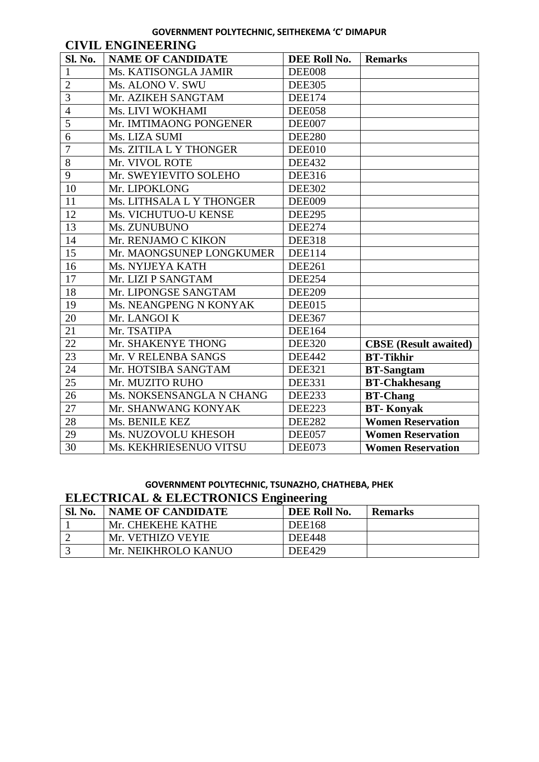**GOVERNMENT POLYTECHNIC, SEITHEKEMA 'C' DIMAPUR**

## CIVIL ENGINEERING

| Sl. No. | NAME OF CANDIDATE | DEE Roll No. | Remarks |
|---|---|---|---|
| 1 | Ms. KATISONGLA JAMIR | DEE008 | |
| 2 | Ms. ALONO V. SWU | DEE305 | |
| 3 | Mr. AZIKEH SANGTAM | DEE174 | |
| 4 | Ms. LIVI WOKHAMI | DEE058 | |
| 5 | Mr. IMTIMAONG PONGENER | DEE007 | |
| 6 | Ms. LIZA SUMI | DEE280 | |
| 7 | Ms. ZITILA L Y THONGER | DEE010 | |
| 8 | Mr. VIVOL ROTE | DEE432 | |
| 9 | Mr. SWEYIEVITO SOLEHO | DEE316 | |
| 10 | Mr. LIPOKLONG | DEE302 | |
| 11 | Ms. LITHSALA L Y THONGER | DEE009 | |
| 12 | Ms. VICHUTUO-U KENSE | DEE295 | |
| 13 | Ms. ZUNUBUNO | DEE274 | |
| 14 | Mr. RENJAMO C KIKON | DEE318 | |
| 15 | Mr. MAONGSUNEP LONGKUMER | DEE114 | |
| 16 | Ms. NYIJEYA KATH | DEE261 | |
| 17 | Mr. LIZI P SANGTAM | DEE254 | |
| 18 | Mr. LIPONGSE SANGTAM | DEE209 | |
| 19 | Ms. NEANGPENG N KONYAK | DEE015 | |
| 20 | Mr. LANGOI K | DEE367 | |
| 21 | Mr. TSATIPA | DEE164 | |
| 22 | Mr. SHAKENYE THONG | DEE320 | **CBSE (Result awaited)** |
| 23 | Mr. V RELENBA SANGS | DEE442 | **BT-Tikhir** |
| 24 | Mr. HOTSIBA SANGTAM | DEE321 | **BT-Sangtam** |
| 25 | Mr. MUZITO RUHO | DEE331 | **BT-Chakhesang** |
| 26 | Ms. NOKSENSANGLA N CHANG | DEE233 | **BT-Chang** |
| 27 | Mr. SHANWANG KONYAK | DEE223 | **BT- Konyak** |
| 28 | Ms. BENILE KEZ | DEE282 | **Women Reservation** |
| 29 | Ms. NUZOVOLU KHESOH | DEE057 | **Women Reservation** |
| 30 | Ms. KEKHRIESENUO VITSU | DEE073 | **Women Reservation** |

**GOVERNMENT POLYTECHNIC, TSUNAZHO, CHATHEBA, PHEK**

## ELECTRICAL & ELECTRONICS Engineering

| Sl. No. | NAME OF CANDIDATE | DEE Roll No. | Remarks |
|---|---|---|---|
| 1 | Mr. CHEKEHE KATHE | DEE168 | |
| 2 | Mr. VETHIZO VEYIE | DEE448 | |
| 3 | Mr. NEIKHROLO KANUO | DEE429 | |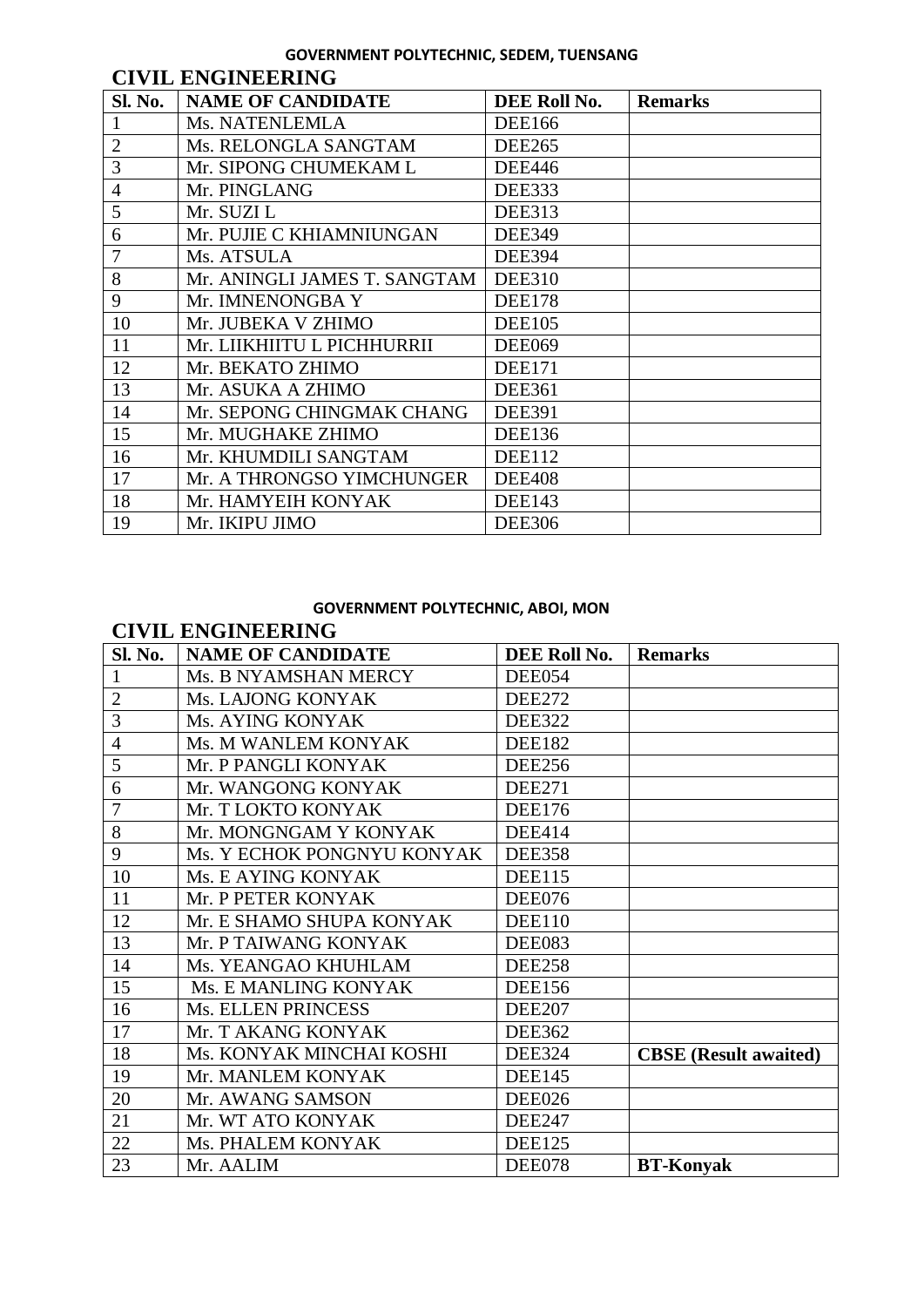## GOVERNMENT POLYTECHNIC, SEDEM, TUENSANG

### CIVIL ENGINEERING

| Sl. No. | NAME OF CANDIDATE | DEE Roll No. | Remarks |
|---|---|---|---|
| 1 | Ms. NATENLEMLA | DEE166 | |
| 2 | Ms. RELONGLA SANGTAM | DEE265 | |
| 3 | Mr. SIPONG CHUMEKAM L | DEE446 | |
| 4 | Mr. PINGLANG | DEE333 | |
| 5 | Mr. SUZI L | DEE313 | |
| 6 | Mr. PUJIE C KHIAMNIUNGAN | DEE349 | |
| 7 | Ms. ATSULA | DEE394 | |
| 8 | Mr. ANINGLI JAMES T. SANGTAM | DEE310 | |
| 9 | Mr. IMNENONGBA Y | DEE178 | |
| 10 | Mr. JUBEKA V ZHIMO | DEE105 | |
| 11 | Mr. LIIKHIITU L PICHHURRII | DEE069 | |
| 12 | Mr. BEKATO ZHIMO | DEE171 | |
| 13 | Mr. ASUKA A ZHIMO | DEE361 | |
| 14 | Mr. SEPONG CHINGMAK CHANG | DEE391 | |
| 15 | Mr. MUGHAKE ZHIMO | DEE136 | |
| 16 | Mr. KHUMDILI SANGTAM | DEE112 | |
| 17 | Mr. A THRONGSO YIMCHUNGER | DEE408 | |
| 18 | Mr. HAMYEIH KONYAK | DEE143 | |
| 19 | Mr. IKIPU JIMO | DEE306 | |

## GOVERNMENT POLYTECHNIC, ABOI, MON

### CIVIL ENGINEERING

| Sl. No. | NAME OF CANDIDATE | DEE Roll No. | Remarks |
|---|---|---|---|
| 1 | Ms. B NYAMSHAN MERCY | DEE054 | |
| 2 | Ms. LAJONG KONYAK | DEE272 | |
| 3 | Ms. AYING KONYAK | DEE322 | |
| 4 | Ms. M WANLEM KONYAK | DEE182 | |
| 5 | Mr. P PANGLI KONYAK | DEE256 | |
| 6 | Mr. WANGONG KONYAK | DEE271 | |
| 7 | Mr. T LOKTO KONYAK | DEE176 | |
| 8 | Mr. MONGNGAM Y KONYAK | DEE414 | |
| 9 | Ms. Y ECHOK PONGNYU KONYAK | DEE358 | |
| 10 | Ms. E AYING KONYAK | DEE115 | |
| 11 | Mr. P PETER KONYAK | DEE076 | |
| 12 | Mr. E SHAMO SHUPA KONYAK | DEE110 | |
| 13 | Mr. P TAIWANG KONYAK | DEE083 | |
| 14 | Ms. YEANGAO KHUHLAM | DEE258 | |
| 15 | Ms. E MANLING KONYAK | DEE156 | |
| 16 | Ms. ELLEN PRINCESS | DEE207 | |
| 17 | Mr. T AKANG KONYAK | DEE362 | |
| 18 | Ms. KONYAK MINCHAI KOSHI | DEE324 | **CBSE (Result awaited)** |
| 19 | Mr. MANLEM KONYAK | DEE145 | |
| 20 | Mr. AWANG SAMSON | DEE026 | |
| 21 | Mr. WT ATO KONYAK | DEE247 | |
| 22 | Ms. PHALEM KONYAK | DEE125 | |
| 23 | Mr. AALIM | DEE078 | **BT-Konyak** |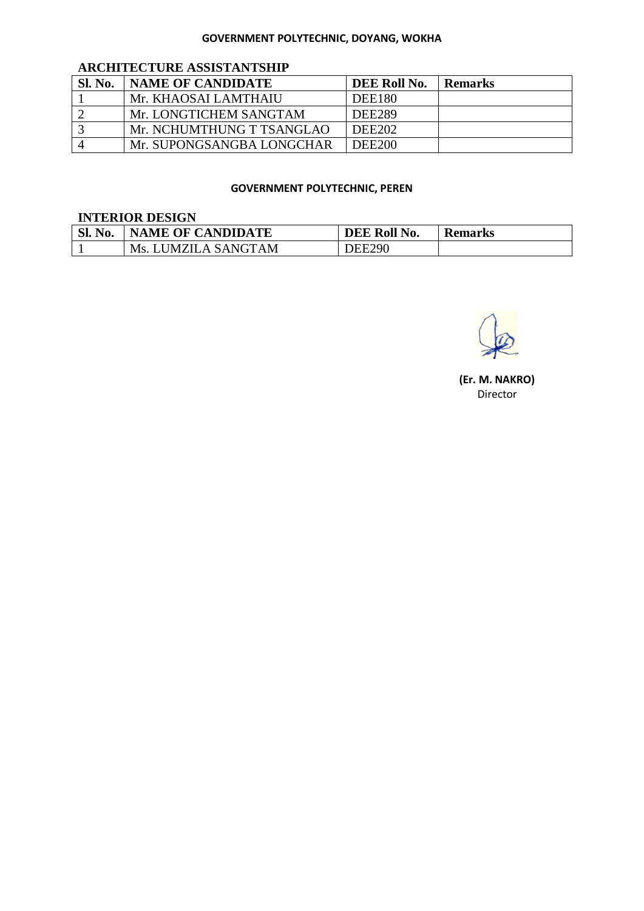**GOVERNMENT POLYTECHNIC, DOYANG, WOKHA**

**ARCHITECTURE ASSISTANTSHIP**

| Sl. No. | NAME OF CANDIDATE | DEE Roll No. | Remarks |
|---|---|---|---|
| 1 | Mr. KHAOSAI LAMTHAIU | DEE180 | |
| 2 | Mr. LONGTICHEM SANGTAM | DEE289 | |
| 3 | Mr. NCHUMTHUNG T TSANGLAO | DEE202 | |
| 4 | Mr. SUPONGSANGBA LONGCHAR | DEE200 | |

**GOVERNMENT POLYTECHNIC, PEREN**

**INTERIOR DESIGN**

| Sl. No. | NAME OF CANDIDATE | DEE Roll No. | Remarks |
|---|---|---|---|
| 1 | Ms. LUMZILA SANGTAM | DEE290 | |

**(Er. M. NAKRO)**
Director